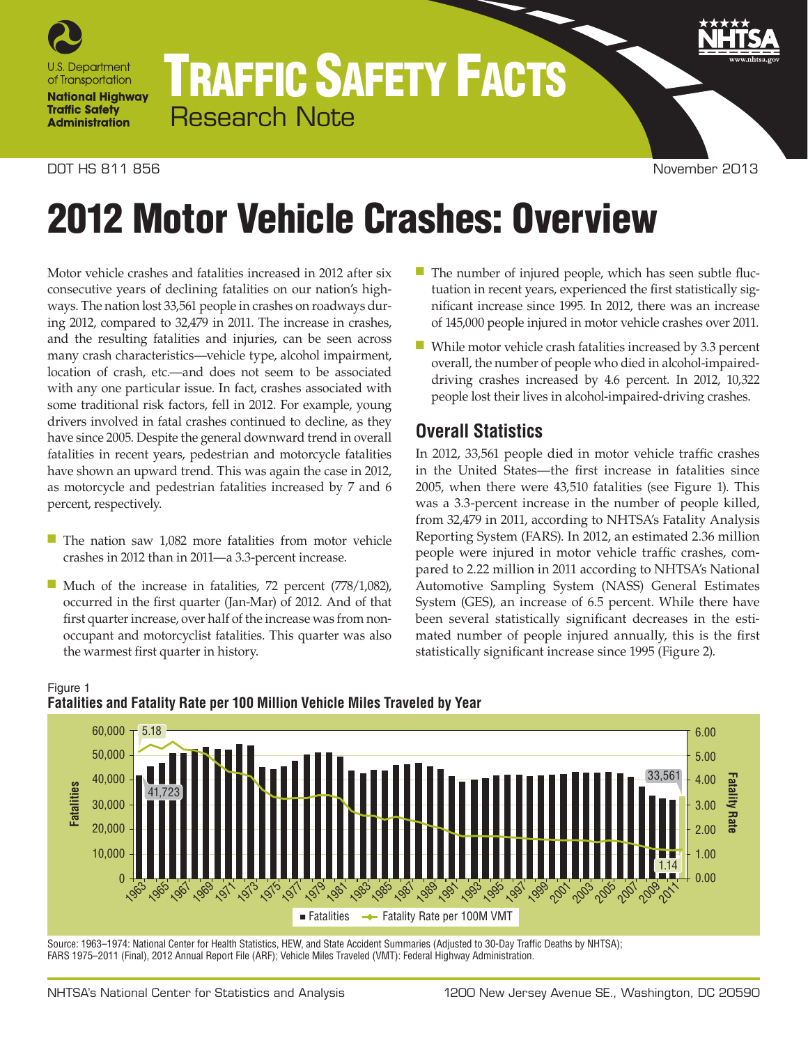U.S. Department of Transportation
**National Highway Traffic Safety Administration**

# TRAFFIC SAFETY FACTS
Research Note

DOT HS 811 856 November 2013

# 2012 Motor Vehicle Crashes: Overview

Motor vehicle crashes and fatalities increased in 2012 after six consecutive years of declining fatalities on our nation's highways. The nation lost 33,561 people in crashes on roadways during 2012, compared to 32,479 in 2011. The increase in crashes, and the resulting fatalities and injuries, can be seen across many crash characteristics—vehicle type, alcohol impairment, location of crash, etc.—and does not seem to be associated with any one particular issue. In fact, crashes associated with some traditional risk factors, fell in 2012. For example, young drivers involved in fatal crashes continued to decline, as they have since 2005. Despite the general downward trend in overall fatalities in recent years, pedestrian and motorcycle fatalities have shown an upward trend. This was again the case in 2012, as motorcycle and pedestrian fatalities increased by 7 and 6 percent, respectively.

- The nation saw 1,082 more fatalities from motor vehicle crashes in 2012 than in 2011—a 3.3-percent increase.
- Much of the increase in fatalities, 72 percent (778/1,082), occurred in the first quarter (Jan-Mar) of 2012. And of that first quarter increase, over half of the increase was from non-occupant and motorcyclist fatalities. This quarter was also the warmest first quarter in history.
- The number of injured people, which has seen subtle fluctuation in recent years, experienced the first statistically significant increase since 1995. In 2012, there was an increase of 145,000 people injured in motor vehicle crashes over 2011.
- While motor vehicle crash fatalities increased by 3.3 percent overall, the number of people who died in alcohol-impaired-driving crashes increased by 4.6 percent. In 2012, 10,322 people lost their lives in alcohol-impaired-driving crashes.

## Overall Statistics

In 2012, 33,561 people died in motor vehicle traffic crashes in the United States—the first increase in fatalities since 2005, when there were 43,510 fatalities (see Figure 1). This was a 3.3-percent increase in the number of people killed, from 32,479 in 2011, according to NHTSA's Fatality Analysis Reporting System (FARS). In 2012, an estimated 2.36 million people were injured in motor vehicle traffic crashes, compared to 2.22 million in 2011 according to NHTSA's National Automotive Sampling System (NASS) General Estimates System (GES), an increase of 6.5 percent. While there have been several statistically significant decreases in the estimated number of people injured annually, this is the first statistically significant increase since 1995 (Figure 2).

Figure 1
**Fatalities and Fatality Rate per 100 Million Vehicle Miles Traveled by Year**

Source: 1963–1974: National Center for Health Statistics, HEW, and State Accident Summaries (Adjusted to 30-Day Traffic Deaths by NHTSA); FARS 1975–2011 (Final), 2012 Annual Report File (ARF); Vehicle Miles Traveled (VMT): Federal Highway Administration.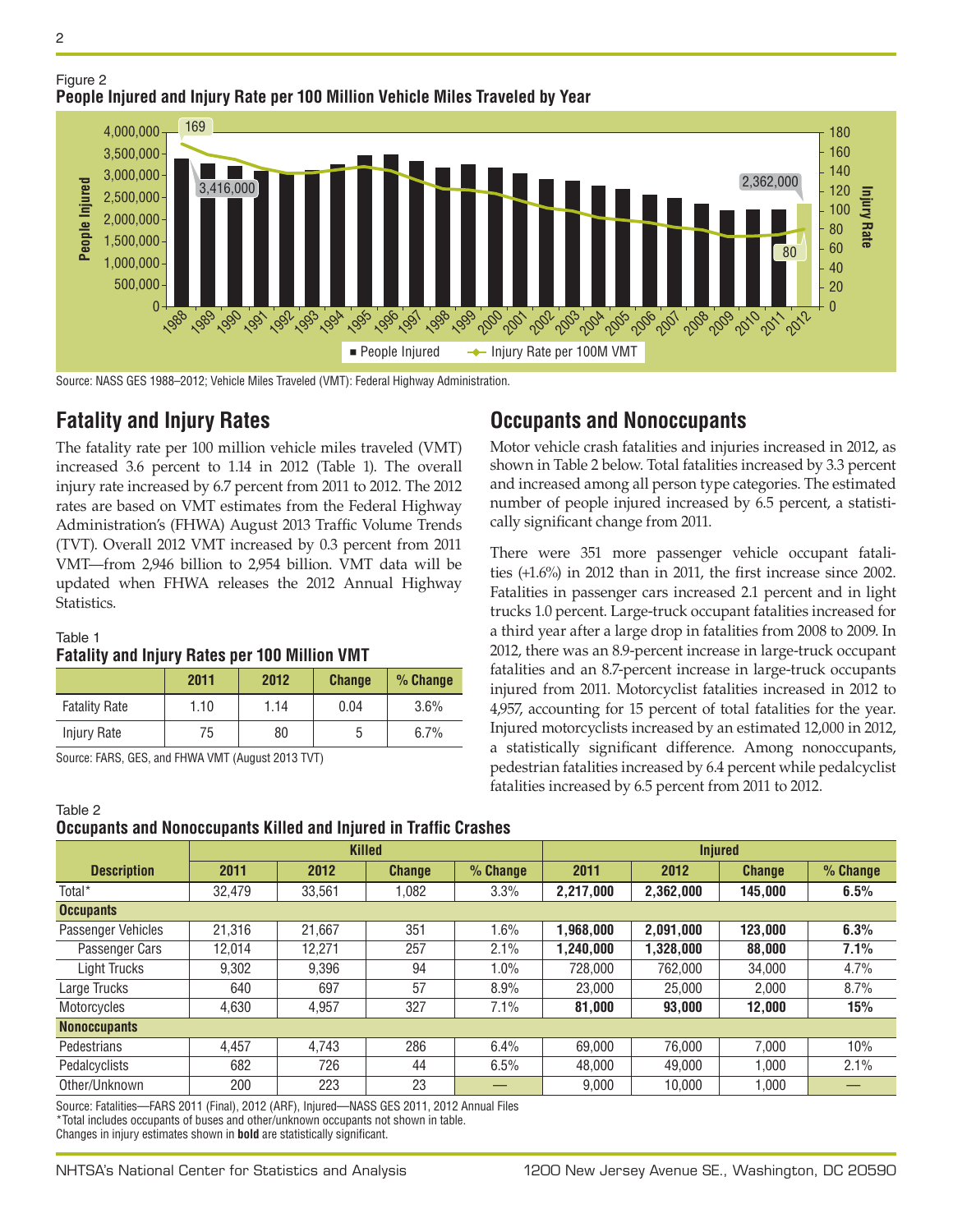Figure 2
**People Injured and Injury Rate per 100 Million Vehicle Miles Traveled by Year**

Source: NASS GES 1988–2012; Vehicle Miles Traveled (VMT): Federal Highway Administration.

## Fatality and Injury Rates

The fatality rate per 100 million vehicle miles traveled (VMT) increased 3.6 percent to 1.14 in 2012 (Table 1). The overall injury rate increased by 6.7 percent from 2011 to 2012. The 2012 rates are based on VMT estimates from the Federal Highway Administration's (FHWA) August 2013 Traffic Volume Trends (TVT). Overall 2012 VMT increased by 0.3 percent from 2011 VMT—from 2,946 billion to 2,954 billion. VMT data will be updated when FHWA releases the 2012 Annual Highway Statistics.

Table 1
**Fatality and Injury Rates per 100 Million VMT**

| | 2011 | 2012 | Change | % Change |
|---|---|---|---|---|
| Fatality Rate | 1.10 | 1.14 | 0.04 | 3.6% |
| Injury Rate | 75 | 80 | 5 | 6.7% |

Source: FARS, GES, and FHWA VMT (August 2013 TVT)

## Occupants and Nonoccupants

Motor vehicle crash fatalities and injuries increased in 2012, as shown in Table 2 below. Total fatalities increased by 3.3 percent and increased among all person type categories. The estimated number of people injured increased by 6.5 percent, a statistically significant change from 2011.

There were 351 more passenger vehicle occupant fatalities (+1.6%) in 2012 than in 2011, the first increase since 2002. Fatalities in passenger cars increased 2.1 percent and in light trucks 1.0 percent. Large-truck occupant fatalities increased for a third year after a large drop in fatalities from 2008 to 2009. In 2012, there was an 8.9-percent increase in large-truck occupant fatalities and an 8.7-percent increase in large-truck occupants injured from 2011. Motorcyclist fatalities increased in 2012 to 4,957, accounting for 15 percent of total fatalities for the year. Injured motorcyclists increased by an estimated 12,000 in 2012, a statistically significant difference. Among nonoccupants, pedestrian fatalities increased by 6.4 percent while pedalcyclist fatalities increased by 6.5 percent from 2011 to 2012.

Table 2
**Occupants and Nonoccupants Killed and Injured in Traffic Crashes**

| | Killed | | | | Injured | | | |
|---|---|---|---|---|---|---|---|---|
| **Description** | **2011** | **2012** | **Change** | **% Change** | **2011** | **2012** | **Change** | **% Change** |
| Total* | 32,479 | 33,561 | 1,082 | 3.3% | **2,217,000** | **2,362,000** | **145,000** | **6.5%** |
| **Occupants** | | | | | | | | |
| Passenger Vehicles | 21,316 | 21,667 | 351 | 1.6% | **1,968,000** | **2,091,000** | **123,000** | **6.3%** |
| Passenger Cars | 12,014 | 12,271 | 257 | 2.1% | **1,240,000** | **1,328,000** | **88,000** | **7.1%** |
| Light Trucks | 9,302 | 9,396 | 94 | 1.0% | 728,000 | 762,000 | 34,000 | 4.7% |
| Large Trucks | 640 | 697 | 57 | 8.9% | 23,000 | 25,000 | 2,000 | 8.7% |
| Motorcycles | 4,630 | 4,957 | 327 | 7.1% | **81,000** | **93,000** | **12,000** | **15%** |
| **Nonoccupants** | | | | | | | | |
| Pedestrians | 4,457 | 4,743 | 286 | 6.4% | 69,000 | 76,000 | 7,000 | 10% |
| Pedalcyclists | 682 | 726 | 44 | 6.5% | 48,000 | 49,000 | 1,000 | 2.1% |
| Other/Unknown | 200 | 223 | 23 | — | 9,000 | 10,000 | 1,000 | — |

Source: Fatalities—FARS 2011 (Final), 2012 (ARF), Injured—NASS GES 2011, 2012 Annual Files
*Total includes occupants of buses and other/unknown occupants not shown in table.
Changes in injury estimates shown in **bold** are statistically significant.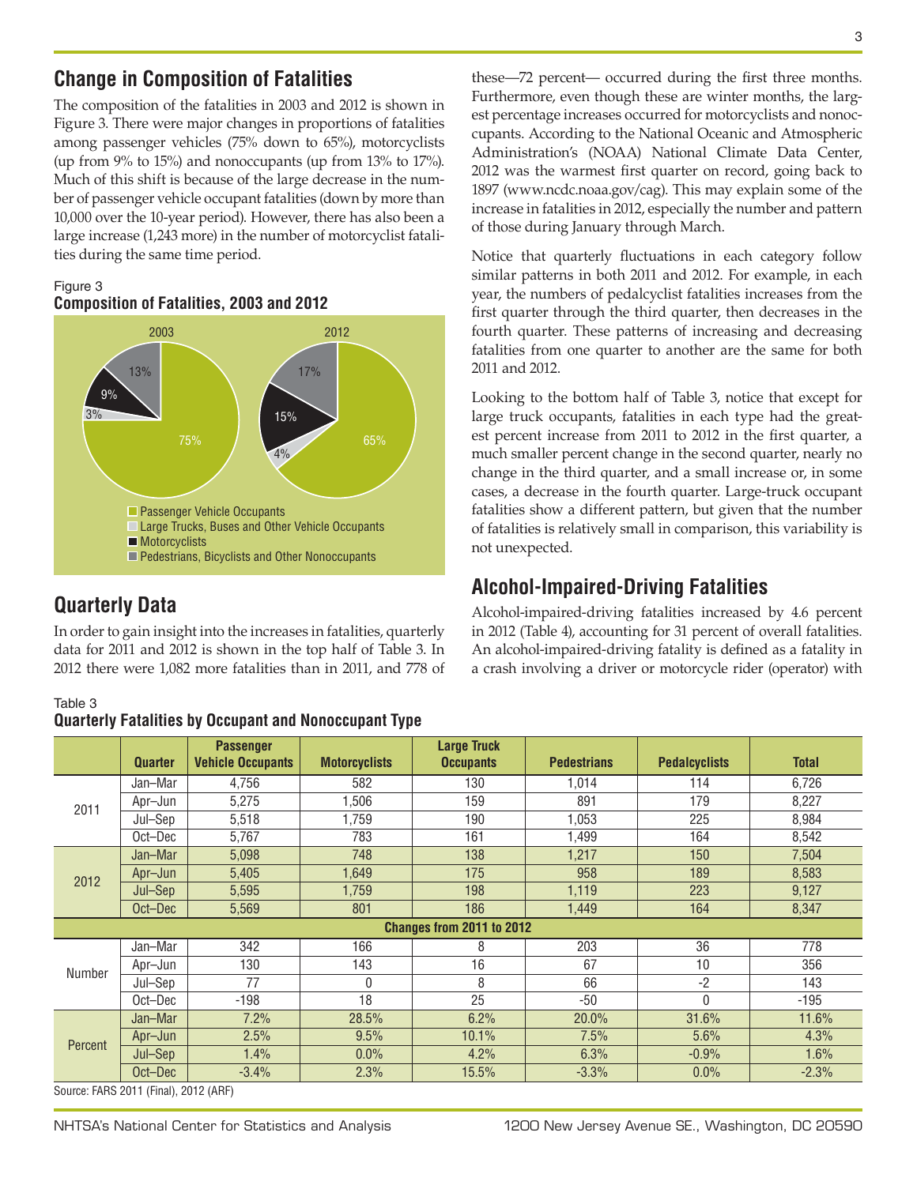## Change in Composition of Fatalities

The composition of the fatalities in 2003 and 2012 is shown in Figure 3. There were major changes in proportions of fatalities among passenger vehicles (75% down to 65%), motorcyclists (up from 9% to 15%) and nonoccupants (up from 13% to 17%). Much of this shift is because of the large decrease in the number of passenger vehicle occupant fatalities (down by more than 10,000 over the 10-year period). However, there has also been a large increase (1,243 more) in the number of motorcyclist fatalities during the same time period.

Figure 3
**Composition of Fatalities, 2003 and 2012**

| Category | 2003 | 2012 |
|---|---|---|
| Passenger Vehicle Occupants | 75% | 65% |
| Large Trucks, Buses and Other Vehicle Occupants | 3% | 4% |
| Motorcyclists | 9% | 15% |
| Pedestrians, Bicyclists and Other Nonoccupants | 13% | 17% |

## Quarterly Data

In order to gain insight into the increases in fatalities, quarterly data for 2011 and 2012 is shown in the top half of Table 3. In 2012 there were 1,082 more fatalities than in 2011, and 778 of these—72 percent— occurred during the first three months. Furthermore, even though these are winter months, the largest percentage increases occurred for motorcyclists and nonoccupants. According to the National Oceanic and Atmospheric Administration's (NOAA) National Climate Data Center, 2012 was the warmest first quarter on record, going back to 1897 (www.ncdc.noaa.gov/cag). This may explain some of the increase in fatalities in 2012, especially the number and pattern of those during January through March.

Notice that quarterly fluctuations in each category follow similar patterns in both 2011 and 2012. For example, in each year, the numbers of pedalcyclist fatalities increases from the first quarter through the third quarter, then decreases in the fourth quarter. These patterns of increasing and decreasing fatalities from one quarter to another are the same for both 2011 and 2012.

Looking to the bottom half of Table 3, notice that except for large truck occupants, fatalities in each type had the greatest percent increase from 2011 to 2012 in the first quarter, a much smaller percent change in the second quarter, nearly no change in the third quarter, and a small increase or, in some cases, a decrease in the fourth quarter. Large-truck occupant fatalities show a different pattern, but given that the number of fatalities is relatively small in comparison, this variability is not unexpected.

## Alcohol-Impaired-Driving Fatalities

Alcohol-impaired-driving fatalities increased by 4.6 percent in 2012 (Table 4), accounting for 31 percent of overall fatalities. An alcohol-impaired-driving fatality is defined as a fatality in a crash involving a driver or motorcycle rider (operator) with

Table 3
**Quarterly Fatalities by Occupant and Nonoccupant Type**

| | Quarter | Passenger Vehicle Occupants | Motorcyclists | Large Truck Occupants | Pedestrians | Pedalcyclists | Total |
|---|---|---|---|---|---|---|---|
| 2011 | Jan–Mar | 4,756 | 582 | 130 | 1,014 | 114 | 6,726 |
| | Apr–Jun | 5,275 | 1,506 | 159 | 891 | 179 | 8,227 |
| | Jul–Sep | 5,518 | 1,759 | 190 | 1,053 | 225 | 8,984 |
| | Oct–Dec | 5,767 | 783 | 161 | 1,499 | 164 | 8,542 |
| 2012 | Jan–Mar | 5,098 | 748 | 138 | 1,217 | 150 | 7,504 |
| | Apr–Jun | 5,405 | 1,649 | 175 | 958 | 189 | 8,583 |
| | Jul–Sep | 5,595 | 1,759 | 198 | 1,119 | 223 | 9,127 |
| | Oct–Dec | 5,569 | 801 | 186 | 1,449 | 164 | 8,347 |
| **Changes from 2011 to 2012** | | | | | | | |
| Number | Jan–Mar | 342 | 166 | 8 | 203 | 36 | 778 |
| | Apr–Jun | 130 | 143 | 16 | 67 | 10 | 356 |
| | Jul–Sep | 77 | 0 | 8 | 66 | -2 | 143 |
| | Oct–Dec | -198 | 18 | 25 | -50 | 0 | -195 |
| Percent | Jan–Mar | 7.2% | 28.5% | 6.2% | 20.0% | 31.6% | 11.6% |
| | Apr–Jun | 2.5% | 9.5% | 10.1% | 7.5% | 5.6% | 4.3% |
| | Jul–Sep | 1.4% | 0.0% | 4.2% | 6.3% | -0.9% | 1.6% |
| | Oct–Dec | -3.4% | 2.3% | 15.5% | -3.3% | 0.0% | -2.3% |

Source: FARS 2011 (Final), 2012 (ARF)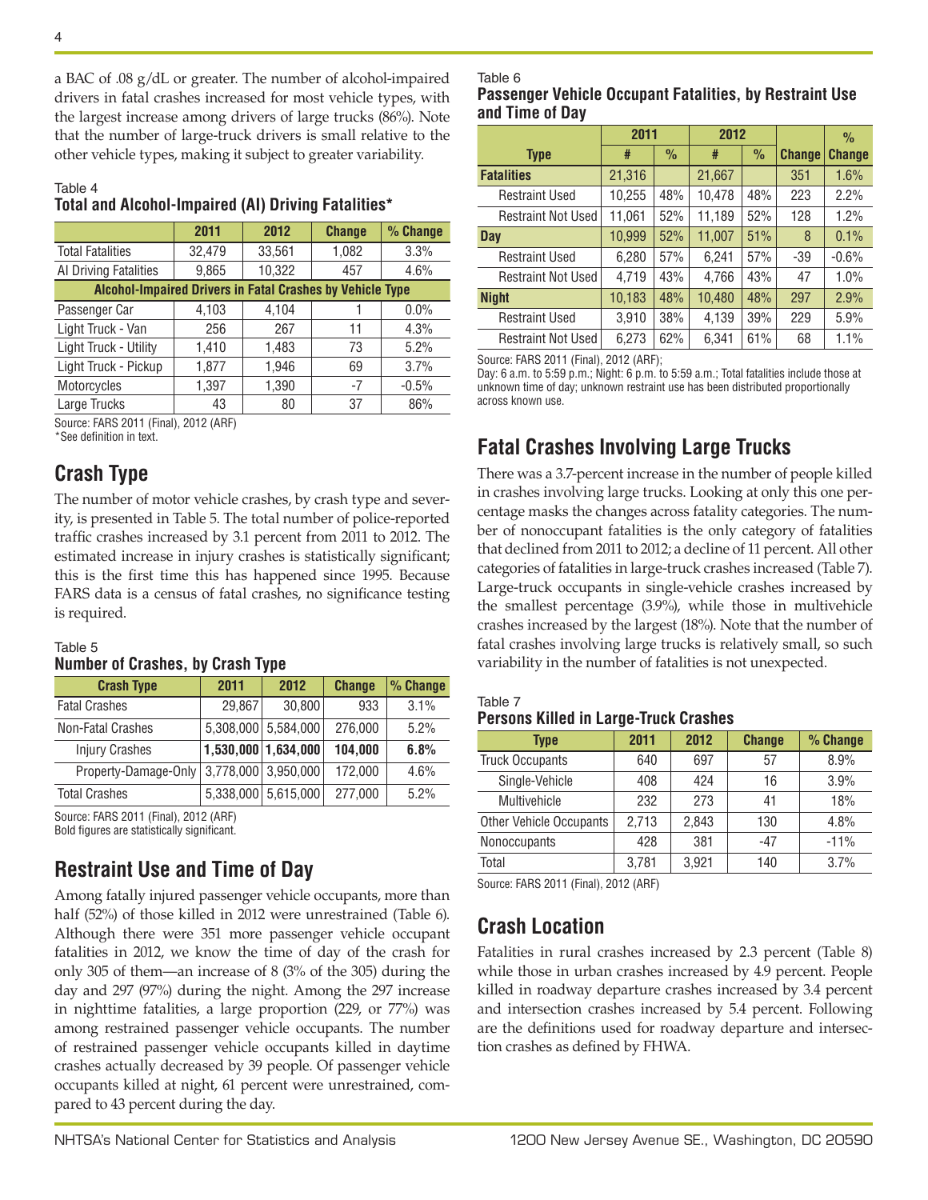a BAC of .08 g/dL or greater. The number of alcohol-impaired drivers in fatal crashes increased for most vehicle types, with the largest increase among drivers of large trucks (86%). Note that the number of large-truck drivers is small relative to the other vehicle types, making it subject to greater variability.

Table 4
**Total and Alcohol-Impaired (AI) Driving Fatalities***

| | 2011 | 2012 | Change | % Change |
|---|---|---|---|---|
| Total Fatalities | 32,479 | 33,561 | 1,082 | 3.3% |
| AI Driving Fatalities | 9,865 | 10,322 | 457 | 4.6% |
| **Alcohol-Impaired Drivers in Fatal Crashes by Vehicle Type** | | | | |
| Passenger Car | 4,103 | 4,104 | 1 | 0.0% |
| Light Truck - Van | 256 | 267 | 11 | 4.3% |
| Light Truck - Utility | 1,410 | 1,483 | 73 | 5.2% |
| Light Truck - Pickup | 1,877 | 1,946 | 69 | 3.7% |
| Motorcycles | 1,397 | 1,390 | -7 | -0.5% |
| Large Trucks | 43 | 80 | 37 | 86% |

Source: FARS 2011 (Final), 2012 (ARF)
*See definition in text.

## Crash Type

The number of motor vehicle crashes, by crash type and severity, is presented in Table 5. The total number of police-reported traffic crashes increased by 3.1 percent from 2011 to 2012. The estimated increase in injury crashes is statistically significant; this is the first time this has happened since 1995. Because FARS data is a census of fatal crashes, no significance testing is required.

Table 5
**Number of Crashes, by Crash Type**

| Crash Type | 2011 | 2012 | Change | % Change |
|---|---|---|---|---|
| Fatal Crashes | 29,867 | 30,800 | 933 | 3.1% |
| Non-Fatal Crashes | 5,308,000 | 5,584,000 | 276,000 | 5.2% |
| Injury Crashes | **1,530,000** | **1,634,000** | **104,000** | **6.8%** |
| Property-Damage-Only | 3,778,000 | 3,950,000 | 172,000 | 4.6% |
| Total Crashes | 5,338,000 | 5,615,000 | 277,000 | 5.2% |

Source: FARS 2011 (Final), 2012 (ARF)
Bold figures are statistically significant.

## Restraint Use and Time of Day

Among fatally injured passenger vehicle occupants, more than half (52%) of those killed in 2012 were unrestrained (Table 6). Although there were 351 more passenger vehicle occupant fatalities in 2012, we know the time of day of the crash for only 305 of them—an increase of 8 (3% of the 305) during the day and 297 (97%) during the night. Among the 297 increase in nighttime fatalities, a large proportion (229, or 77%) was among restrained passenger vehicle occupants. The number of restrained passenger vehicle occupants killed in daytime crashes actually decreased by 39 people. Of passenger vehicle occupants killed at night, 61 percent were unrestrained, compared to 43 percent during the day.

Table 6
**Passenger Vehicle Occupant Fatalities, by Restraint Use and Time of Day**

| | 2011 | | 2012 | | | % |
|---|---|---|---|---|---|---|
| Type | # | % | # | % | Change | Change |
| **Fatalities** | 21,316 | | 21,667 | | 351 | 1.6% |
| Restraint Used | 10,255 | 48% | 10,478 | 48% | 223 | 2.2% |
| Restraint Not Used | 11,061 | 52% | 11,189 | 52% | 128 | 1.2% |
| **Day** | 10,999 | 52% | 11,007 | 51% | 8 | 0.1% |
| Restraint Used | 6,280 | 57% | 6,241 | 57% | -39 | -0.6% |
| Restraint Not Used | 4,719 | 43% | 4,766 | 43% | 47 | 1.0% |
| **Night** | 10,183 | 48% | 10,480 | 48% | 297 | 2.9% |
| Restraint Used | 3,910 | 38% | 4,139 | 39% | 229 | 5.9% |
| Restraint Not Used | 6,273 | 62% | 6,341 | 61% | 68 | 1.1% |

Source: FARS 2011 (Final), 2012 (ARF);
Day: 6 a.m. to 5:59 p.m.; Night: 6 p.m. to 5:59 a.m.; Total fatalities include those at unknown time of day; unknown restraint use has been distributed proportionally across known use.

## Fatal Crashes Involving Large Trucks

There was a 3.7-percent increase in the number of people killed in crashes involving large trucks. Looking at only this one percentage masks the changes across fatality categories. The number of nonoccupant fatalities is the only category of fatalities that declined from 2011 to 2012; a decline of 11 percent. All other categories of fatalities in large-truck crashes increased (Table 7). Large-truck occupants in single-vehicle crashes increased by the smallest percentage (3.9%), while those in multivehicle crashes increased by the largest (18%). Note that the number of fatal crashes involving large trucks is relatively small, so such variability in the number of fatalities is not unexpected.

Table 7
**Persons Killed in Large-Truck Crashes**

| Type | 2011 | 2012 | Change | % Change |
|---|---|---|---|---|
| Truck Occupants | 640 | 697 | 57 | 8.9% |
| Single-Vehicle | 408 | 424 | 16 | 3.9% |
| Multivehicle | 232 | 273 | 41 | 18% |
| Other Vehicle Occupants | 2,713 | 2,843 | 130 | 4.8% |
| Nonoccupants | 428 | 381 | -47 | -11% |
| Total | 3,781 | 3,921 | 140 | 3.7% |

Source: FARS 2011 (Final), 2012 (ARF)

## Crash Location

Fatalities in rural crashes increased by 2.3 percent (Table 8) while those in urban crashes increased by 4.9 percent. People killed in roadway departure crashes increased by 3.4 percent and intersection crashes increased by 5.4 percent. Following are the definitions used for roadway departure and intersection crashes as defined by FHWA.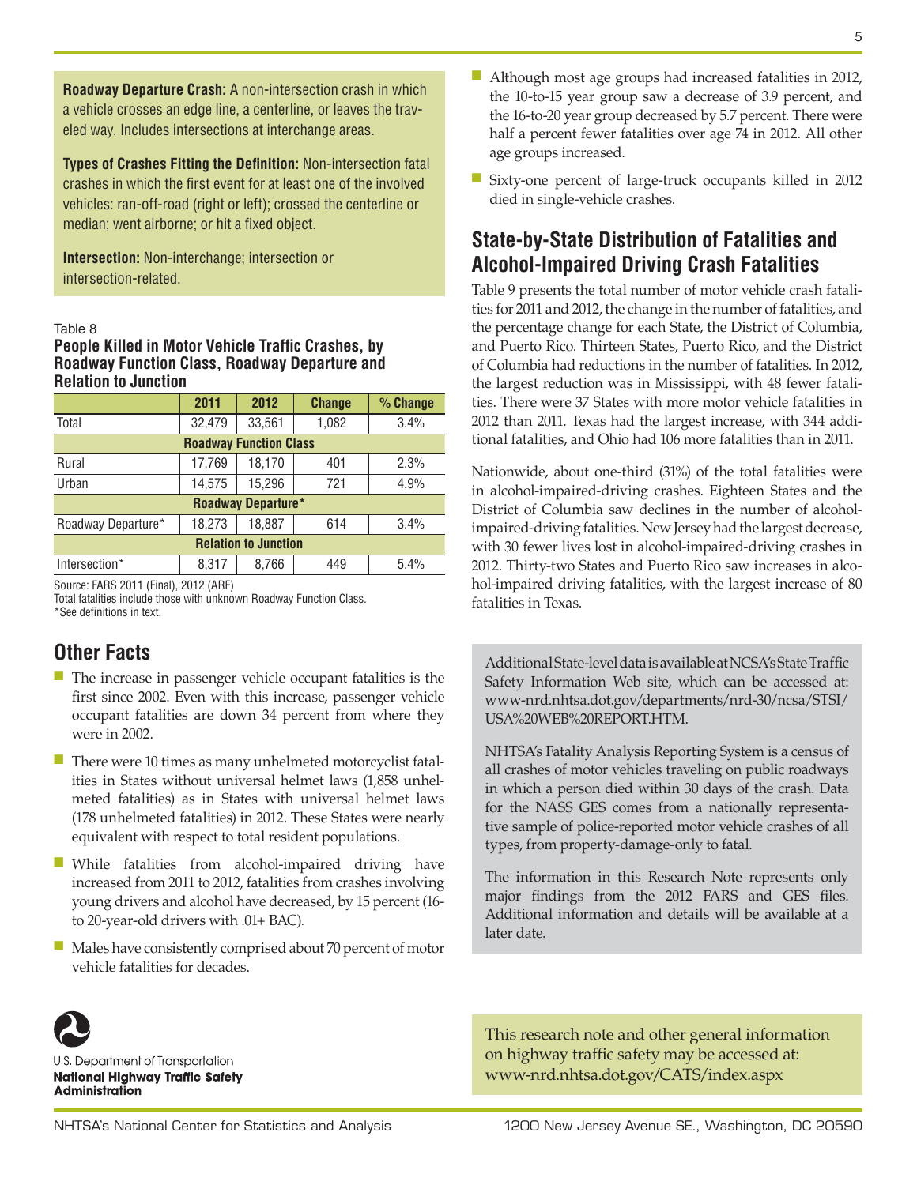**Roadway Departure Crash:** A non-intersection crash in which a vehicle crosses an edge line, a centerline, or leaves the traveled way. Includes intersections at interchange areas.

**Types of Crashes Fitting the Definition:** Non-intersection fatal crashes in which the first event for at least one of the involved vehicles: ran-off-road (right or left); crossed the centerline or median; went airborne; or hit a fixed object.

**Intersection:** Non-interchange; intersection or intersection-related.

Table 8
**People Killed in Motor Vehicle Traffic Crashes, by Roadway Function Class, Roadway Departure and Relation to Junction**

| | 2011 | 2012 | Change | % Change |
|---|---|---|---|---|
| Total | 32,479 | 33,561 | 1,082 | 3.4% |
| **Roadway Function Class** | | | | |
| Rural | 17,769 | 18,170 | 401 | 2.3% |
| Urban | 14,575 | 15,296 | 721 | 4.9% |
| **Roadway Departure*** | | | | |
| Roadway Departure* | 18,273 | 18,887 | 614 | 3.4% |
| **Relation to Junction** | | | | |
| Intersection* | 8,317 | 8,766 | 449 | 5.4% |

Source: FARS 2011 (Final), 2012 (ARF)
Total fatalities include those with unknown Roadway Function Class.
*See definitions in text.

## Other Facts

- The increase in passenger vehicle occupant fatalities is the first since 2002. Even with this increase, passenger vehicle occupant fatalities are down 34 percent from where they were in 2002.
- There were 10 times as many unhelmeted motorcyclist fatalities in States without universal helmet laws (1,858 unhelmeted fatalities) as in States with universal helmet laws (178 unhelmeted fatalities) in 2012. These States were nearly equivalent with respect to total resident populations.
- While fatalities from alcohol-impaired driving have increased from 2011 to 2012, fatalities from crashes involving young drivers and alcohol have decreased, by 15 percent (16- to 20-year-old drivers with .01+ BAC).
- Males have consistently comprised about 70 percent of motor vehicle fatalities for decades.
- Although most age groups had increased fatalities in 2012, the 10-to-15 year group saw a decrease of 3.9 percent, and the 16-to-20 year group decreased by 5.7 percent. There were half a percent fewer fatalities over age 74 in 2012. All other age groups increased.
- Sixty-one percent of large-truck occupants killed in 2012 died in single-vehicle crashes.

## State-by-State Distribution of Fatalities and Alcohol-Impaired Driving Crash Fatalities

Table 9 presents the total number of motor vehicle crash fatalities for 2011 and 2012, the change in the number of fatalities, and the percentage change for each State, the District of Columbia, and Puerto Rico. Thirteen States, Puerto Rico, and the District of Columbia had reductions in the number of fatalities. In 2012, the largest reduction was in Mississippi, with 48 fewer fatalities. There were 37 States with more motor vehicle fatalities in 2012 than 2011. Texas had the largest increase, with 344 additional fatalities, and Ohio had 106 more fatalities than in 2011.

Nationwide, about one-third (31%) of the total fatalities were in alcohol-impaired-driving crashes. Eighteen States and the District of Columbia saw declines in the number of alcohol-impaired-driving fatalities. New Jersey had the largest decrease, with 30 fewer lives lost in alcohol-impaired-driving crashes in 2012. Thirty-two States and Puerto Rico saw increases in alcohol-impaired driving fatalities, with the largest increase of 80 fatalities in Texas.

Additional State-level data is available at NCSA's State Traffic Safety Information Web site, which can be accessed at: www-nrd.nhtsa.dot.gov/departments/nrd-30/ncsa/STSI/USA%20WEB%20REPORT.HTM.

NHTSA's Fatality Analysis Reporting System is a census of all crashes of motor vehicles traveling on public roadways in which a person died within 30 days of the crash. Data for the NASS GES comes from a nationally representative sample of police-reported motor vehicle crashes of all types, from property-damage-only to fatal.

The information in this Research Note represents only major findings from the 2012 FARS and GES files. Additional information and details will be available at a later date.

U.S. Department of Transportation
**National Highway Traffic Safety Administration**

This research note and other general information on highway traffic safety may be accessed at: www-nrd.nhtsa.dot.gov/CATS/index.aspx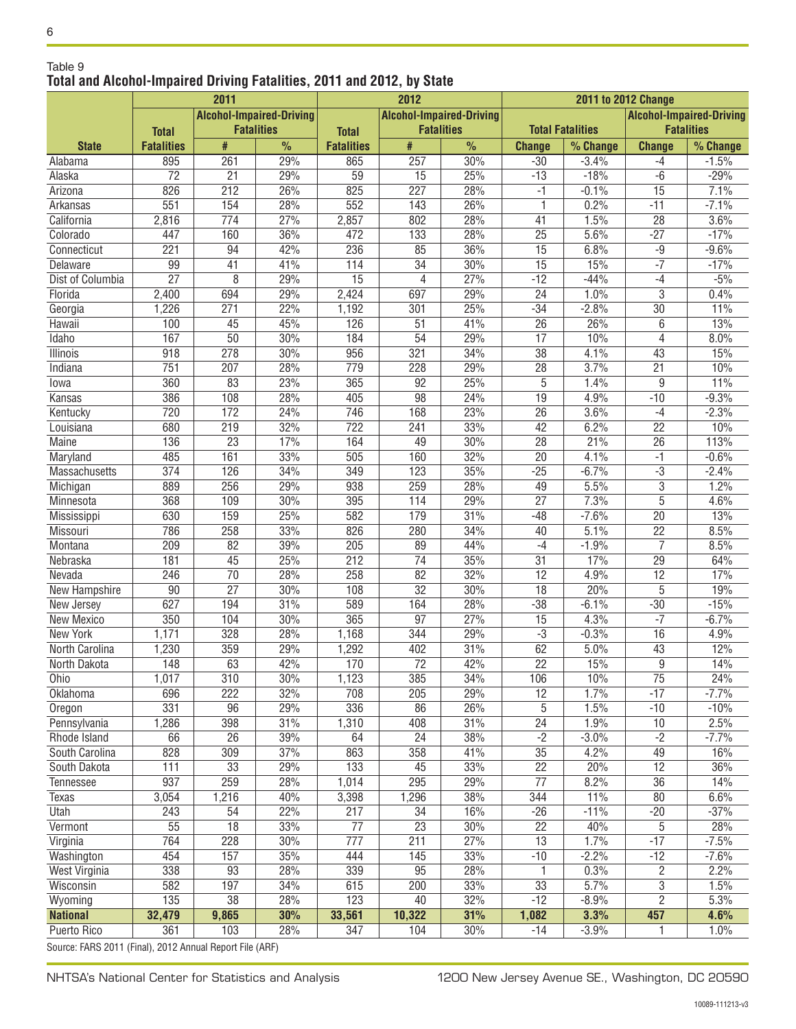Table 9
**Total and Alcohol-Impaired Driving Fatalities, 2011 and 2012, by State**

| State | 2011 | | | 2012 | | | 2011 to 2012 Change | | | |
|---|---|---|---|---|---|---|---|---|---|---|
| | Total Fatalities | Alcohol-Impaired-Driving Fatalities | | Total Fatalities | Alcohol-Impaired-Driving Fatalities | | Total Fatalities | | Alcohol-Impaired-Driving Fatalities | |
| | | # | % | | # | % | Change | % Change | Change | % Change |
| Alabama | 895 | 261 | 29% | 865 | 257 | 30% | -30 | -3.4% | -4 | -1.5% |
| Alaska | 72 | 21 | 29% | 59 | 15 | 25% | -13 | -18% | -6 | -29% |
| Arizona | 826 | 212 | 26% | 825 | 227 | 28% | -1 | -0.1% | 15 | 7.1% |
| Arkansas | 551 | 154 | 28% | 552 | 143 | 26% | 1 | 0.2% | -11 | -7.1% |
| California | 2,816 | 774 | 27% | 2,857 | 802 | 28% | 41 | 1.5% | 28 | 3.6% |
| Colorado | 447 | 160 | 36% | 472 | 133 | 28% | 25 | 5.6% | -27 | -17% |
| Connecticut | 221 | 94 | 42% | 236 | 85 | 36% | 15 | 6.8% | -9 | -9.6% |
| Delaware | 99 | 41 | 41% | 114 | 34 | 30% | 15 | 15% | -7 | -17% |
| Dist of Columbia | 27 | 8 | 29% | 15 | 4 | 27% | -12 | -44% | -4 | -5% |
| Florida | 2,400 | 694 | 29% | 2,424 | 697 | 29% | 24 | 1.0% | 3 | 0.4% |
| Georgia | 1,226 | 271 | 22% | 1,192 | 301 | 25% | -34 | -2.8% | 30 | 11% |
| Hawaii | 100 | 45 | 45% | 126 | 51 | 41% | 26 | 26% | 6 | 13% |
| Idaho | 167 | 50 | 30% | 184 | 54 | 29% | 17 | 10% | 4 | 8.0% |
| Illinois | 918 | 278 | 30% | 956 | 321 | 34% | 38 | 4.1% | 43 | 15% |
| Indiana | 751 | 207 | 28% | 779 | 228 | 29% | 28 | 3.7% | 21 | 10% |
| Iowa | 360 | 83 | 23% | 365 | 92 | 25% | 5 | 1.4% | 9 | 11% |
| Kansas | 386 | 108 | 28% | 405 | 98 | 24% | 19 | 4.9% | -10 | -9.3% |
| Kentucky | 720 | 172 | 24% | 746 | 168 | 23% | 26 | 3.6% | -4 | -2.3% |
| Louisiana | 680 | 219 | 32% | 722 | 241 | 33% | 42 | 6.2% | 22 | 10% |
| Maine | 136 | 23 | 17% | 164 | 49 | 30% | 28 | 21% | 26 | 113% |
| Maryland | 485 | 161 | 33% | 505 | 160 | 32% | 20 | 4.1% | -1 | -0.6% |
| Massachusetts | 374 | 126 | 34% | 349 | 123 | 35% | -25 | -6.7% | -3 | -2.4% |
| Michigan | 889 | 256 | 29% | 938 | 259 | 28% | 49 | 5.5% | 3 | 1.2% |
| Minnesota | 368 | 109 | 30% | 395 | 114 | 29% | 27 | 7.3% | 5 | 4.6% |
| Mississippi | 630 | 159 | 25% | 582 | 179 | 31% | -48 | -7.6% | 20 | 13% |
| Missouri | 786 | 258 | 33% | 826 | 280 | 34% | 40 | 5.1% | 22 | 8.5% |
| Montana | 209 | 82 | 39% | 205 | 89 | 44% | -4 | -1.9% | 7 | 8.5% |
| Nebraska | 181 | 45 | 25% | 212 | 74 | 35% | 31 | 17% | 29 | 64% |
| Nevada | 246 | 70 | 28% | 258 | 82 | 32% | 12 | 4.9% | 12 | 17% |
| New Hampshire | 90 | 27 | 30% | 108 | 32 | 30% | 18 | 20% | 5 | 19% |
| New Jersey | 627 | 194 | 31% | 589 | 164 | 28% | -38 | -6.1% | -30 | -15% |
| New Mexico | 350 | 104 | 30% | 365 | 97 | 27% | 15 | 4.3% | -7 | -6.7% |
| New York | 1,171 | 328 | 28% | 1,168 | 344 | 29% | -3 | -0.3% | 16 | 4.9% |
| North Carolina | 1,230 | 359 | 29% | 1,292 | 402 | 31% | 62 | 5.0% | 43 | 12% |
| North Dakota | 148 | 63 | 42% | 170 | 72 | 42% | 22 | 15% | 9 | 14% |
| Ohio | 1,017 | 310 | 30% | 1,123 | 385 | 34% | 106 | 10% | 75 | 24% |
| Oklahoma | 696 | 222 | 32% | 708 | 205 | 29% | 12 | 1.7% | -17 | -7.7% |
| Oregon | 331 | 96 | 29% | 336 | 86 | 26% | 5 | 1.5% | -10 | -10% |
| Pennsylvania | 1,286 | 398 | 31% | 1,310 | 408 | 31% | 24 | 1.9% | 10 | 2.5% |
| Rhode Island | 66 | 26 | 39% | 64 | 24 | 38% | -2 | -3.0% | -2 | -7.7% |
| South Carolina | 828 | 309 | 37% | 863 | 358 | 41% | 35 | 4.2% | 49 | 16% |
| South Dakota | 111 | 33 | 29% | 133 | 45 | 33% | 22 | 20% | 12 | 36% |
| Tennessee | 937 | 259 | 28% | 1,014 | 295 | 29% | 77 | 8.2% | 36 | 14% |
| Texas | 3,054 | 1,216 | 40% | 3,398 | 1,296 | 38% | 344 | 11% | 80 | 6.6% |
| Utah | 243 | 54 | 22% | 217 | 34 | 16% | -26 | -11% | -20 | -37% |
| Vermont | 55 | 18 | 33% | 77 | 23 | 30% | 22 | 40% | 5 | 28% |
| Virginia | 764 | 228 | 30% | 777 | 211 | 27% | 13 | 1.7% | -17 | -7.5% |
| Washington | 454 | 157 | 35% | 444 | 145 | 33% | -10 | -2.2% | -12 | -7.6% |
| West Virginia | 338 | 93 | 28% | 339 | 95 | 28% | 1 | 0.3% | 2 | 2.2% |
| Wisconsin | 582 | 197 | 34% | 615 | 200 | 33% | 33 | 5.7% | 3 | 1.5% |
| Wyoming | 135 | 38 | 28% | 123 | 40 | 32% | -12 | -8.9% | 2 | 5.3% |
| **National** | **32,479** | **9,865** | **30%** | **33,561** | **10,322** | **31%** | **1,082** | **3.3%** | **457** | **4.6%** |
| Puerto Rico | 361 | 103 | 28% | 347 | 104 | 30% | -14 | -3.9% | 1 | 1.0% |

Source: FARS 2011 (Final), 2012 Annual Report File (ARF)

NHTSA's National Center for Statistics and Analysis 1200 New Jersey Avenue SE., Washington, DC 20590

10089-111213-v3